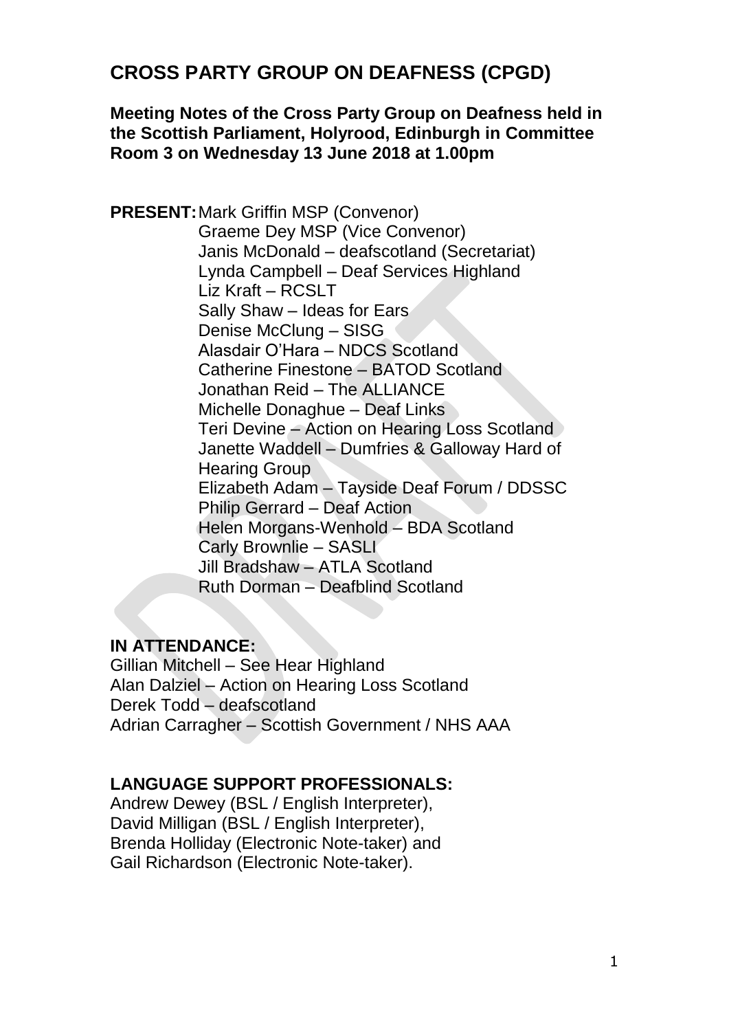# CROSS PARTY GROUP ON DEAFNESS (CPGD)

**Meeting Notes of the Cross Party Group on Deafness held in the Scottish Parliament, Holyrood, Edinburgh in Committee Room 3 on Wednesday 13 June 2018 at 1.00pm**

**PRESENT:**
Mark Griffin MSP (Convenor)
Graeme Dey MSP (Vice Convenor)
Janis McDonald – deafscotland (Secretariat)
Lynda Campbell – Deaf Services Highland
Liz Kraft – RCSLT
Sally Shaw – Ideas for Ears
Denise McClung – SISG
Alasdair O'Hara – NDCS Scotland
Catherine Finestone – BATOD Scotland
Jonathan Reid – The ALLIANCE
Michelle Donaghue – Deaf Links
Teri Devine – Action on Hearing Loss Scotland
Janette Waddell – Dumfries & Galloway Hard of Hearing Group
Elizabeth Adam – Tayside Deaf Forum / DDSSC
Philip Gerrard – Deaf Action
Helen Morgans-Wenhold – BDA Scotland
Carly Brownlie – SASLI
Jill Bradshaw – ATLA Scotland
Ruth Dorman – Deafblind Scotland

**IN ATTENDANCE:**
Gillian Mitchell – See Hear Highland
Alan Dalziel – Action on Hearing Loss Scotland
Derek Todd – deafscotland
Adrian Carragher – Scottish Government / NHS AAA

**LANGUAGE SUPPORT PROFESSIONALS:**
Andrew Dewey (BSL / English Interpreter),
David Milligan (BSL / English Interpreter),
Brenda Holliday (Electronic Note-taker) and
Gail Richardson (Electronic Note-taker).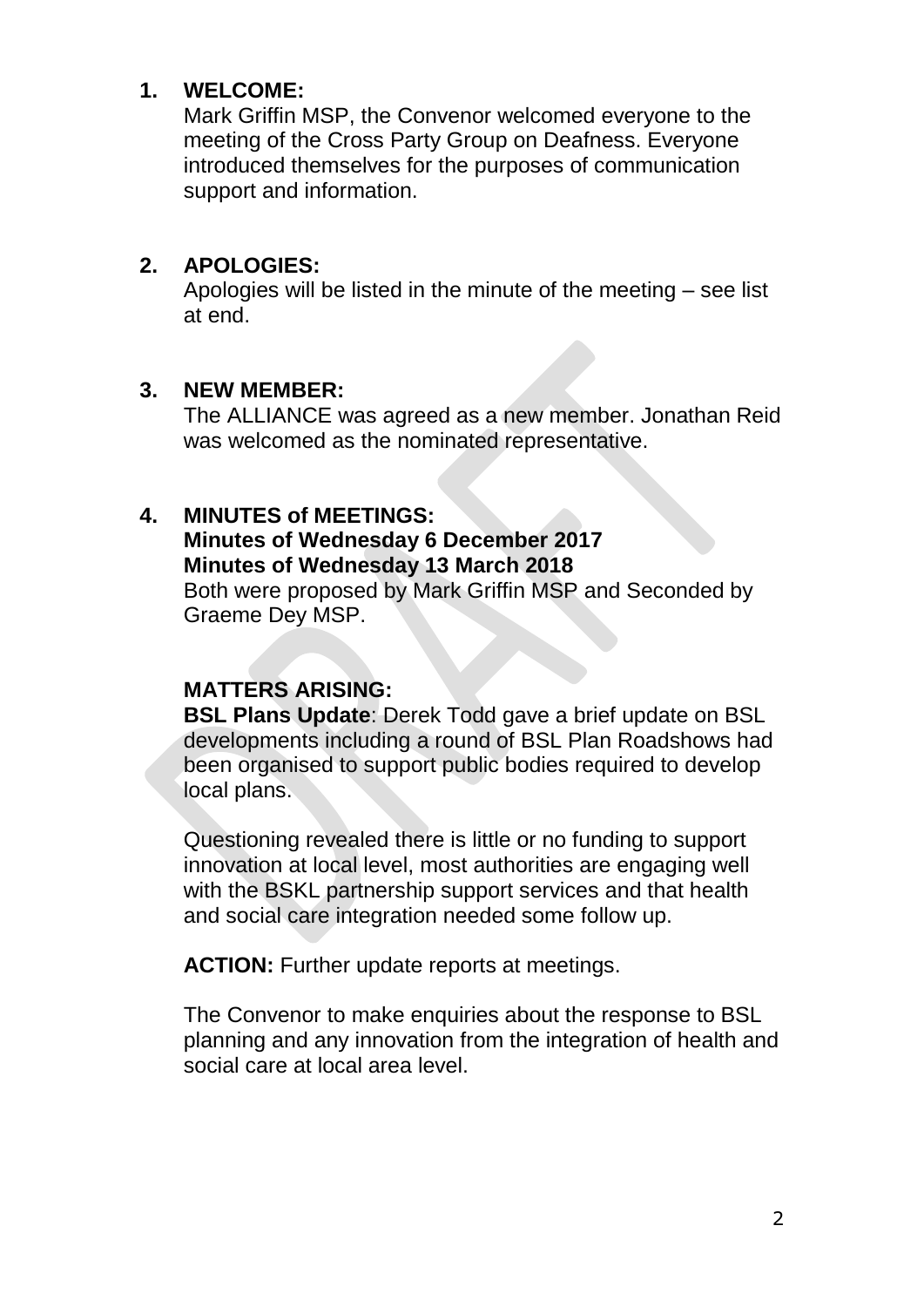1. **WELCOME:**
   Mark Griffin MSP, the Convenor welcomed everyone to the meeting of the Cross Party Group on Deafness. Everyone introduced themselves for the purposes of communication support and information.

2. **APOLOGIES:**
   Apologies will be listed in the minute of the meeting – see list at end.

3. **NEW MEMBER:**
   The ALLIANCE was agreed as a new member. Jonathan Reid was welcomed as the nominated representative.

4. **MINUTES of MEETINGS:**
   **Minutes of Wednesday 6 December 2017**
   **Minutes of Wednesday 13 March 2018**
   Both were proposed by Mark Griffin MSP and Seconded by Graeme Dey MSP.

   **MATTERS ARISING:**
   **BSL Plans Update**: Derek Todd gave a brief update on BSL developments including a round of BSL Plan Roadshows had been organised to support public bodies required to develop local plans.

   Questioning revealed there is little or no funding to support innovation at local level, most authorities are engaging well with the BSKL partnership support services and that health and social care integration needed some follow up.

   **ACTION:** Further update reports at meetings.

   The Convenor to make enquiries about the response to BSL planning and any innovation from the integration of health and social care at local area level.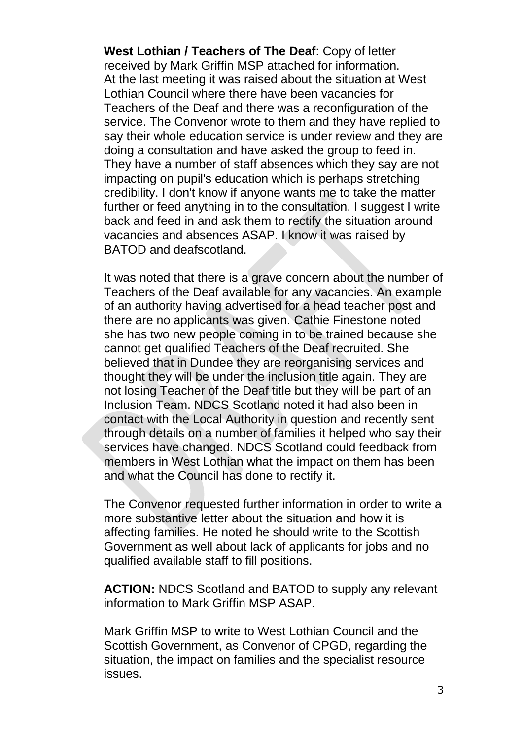**West Lothian / Teachers of The Deaf**: Copy of letter received by Mark Griffin MSP attached for information. At the last meeting it was raised about the situation at West Lothian Council where there have been vacancies for Teachers of the Deaf and there was a reconfiguration of the service. The Convenor wrote to them and they have replied to say their whole education service is under review and they are doing a consultation and have asked the group to feed in. They have a number of staff absences which they say are not impacting on pupil's education which is perhaps stretching credibility. I don't know if anyone wants me to take the matter further or feed anything in to the consultation. I suggest I write back and feed in and ask them to rectify the situation around vacancies and absences ASAP. I know it was raised by BATOD and deafscotland.

It was noted that there is a grave concern about the number of Teachers of the Deaf available for any vacancies. An example of an authority having advertised for a head teacher post and there are no applicants was given. Cathie Finestone noted she has two new people coming in to be trained because she cannot get qualified Teachers of the Deaf recruited. She believed that in Dundee they are reorganising services and thought they will be under the inclusion title again. They are not losing Teacher of the Deaf title but they will be part of an Inclusion Team. NDCS Scotland noted it had also been in contact with the Local Authority in question and recently sent through details on a number of families it helped who say their services have changed. NDCS Scotland could feedback from members in West Lothian what the impact on them has been and what the Council has done to rectify it.

The Convenor requested further information in order to write a more substantive letter about the situation and how it is affecting families. He noted he should write to the Scottish Government as well about lack of applicants for jobs and no qualified available staff to fill positions.

**ACTION:** NDCS Scotland and BATOD to supply any relevant information to Mark Griffin MSP ASAP.

Mark Griffin MSP to write to West Lothian Council and the Scottish Government, as Convenor of CPGD, regarding the situation, the impact on families and the specialist resource issues.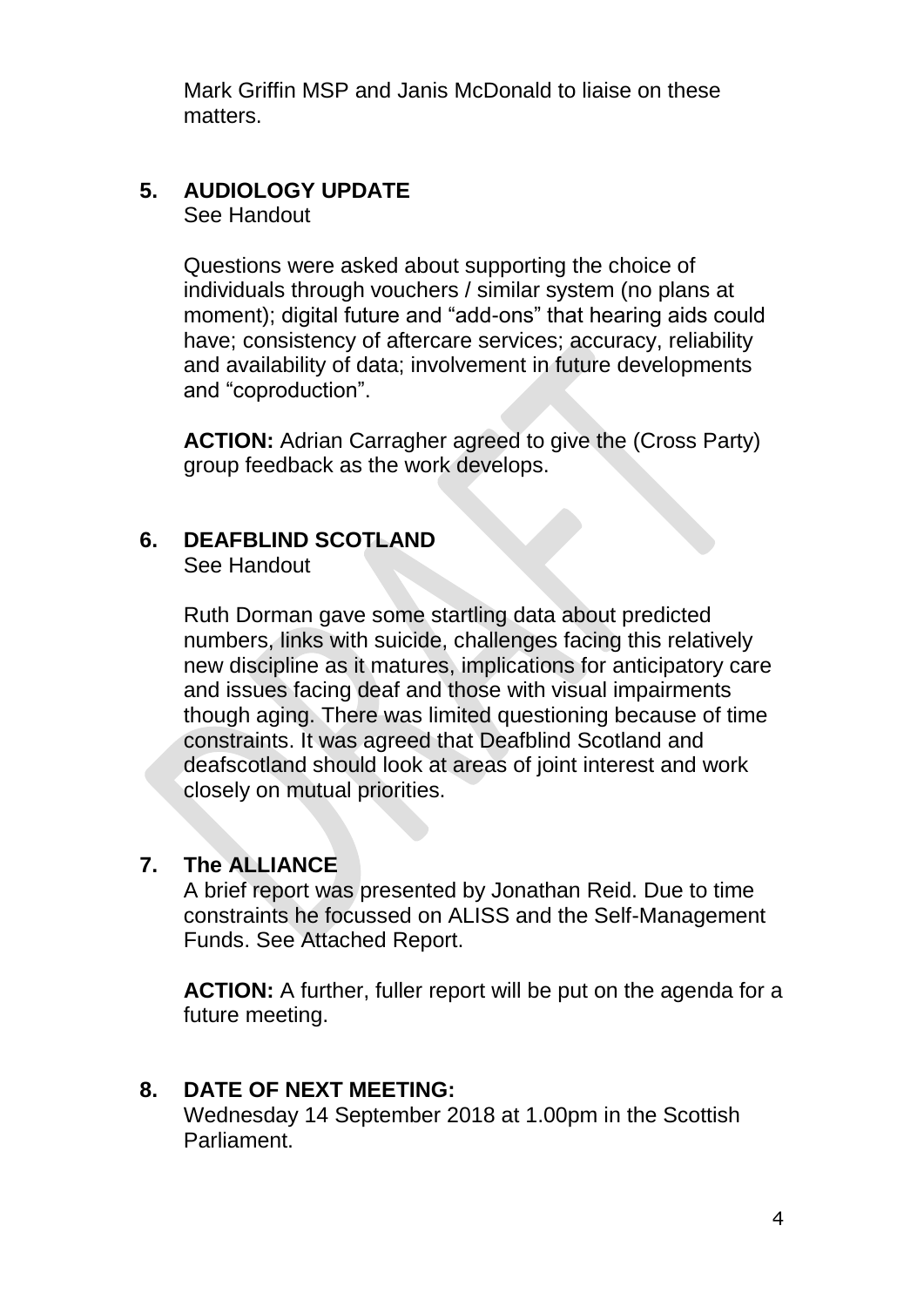Mark Griffin MSP and Janis McDonald to liaise on these matters.

## 5. AUDIOLOGY UPDATE

See Handout

Questions were asked about supporting the choice of individuals through vouchers / similar system (no plans at moment); digital future and "add-ons" that hearing aids could have; consistency of aftercare services; accuracy, reliability and availability of data; involvement in future developments and "coproduction".

**ACTION:** Adrian Carragher agreed to give the (Cross Party) group feedback as the work develops.

## 6. DEAFBLIND SCOTLAND

See Handout

Ruth Dorman gave some startling data about predicted numbers, links with suicide, challenges facing this relatively new discipline as it matures, implications for anticipatory care and issues facing deaf and those with visual impairments though aging. There was limited questioning because of time constraints. It was agreed that Deafblind Scotland and deafscotland should look at areas of joint interest and work closely on mutual priorities.

## 7. The ALLIANCE

A brief report was presented by Jonathan Reid. Due to time constraints he focussed on ALISS and the Self-Management Funds. See Attached Report.

**ACTION:** A further, fuller report will be put on the agenda for a future meeting.

## 8. DATE OF NEXT MEETING:

Wednesday 14 September 2018 at 1.00pm in the Scottish Parliament.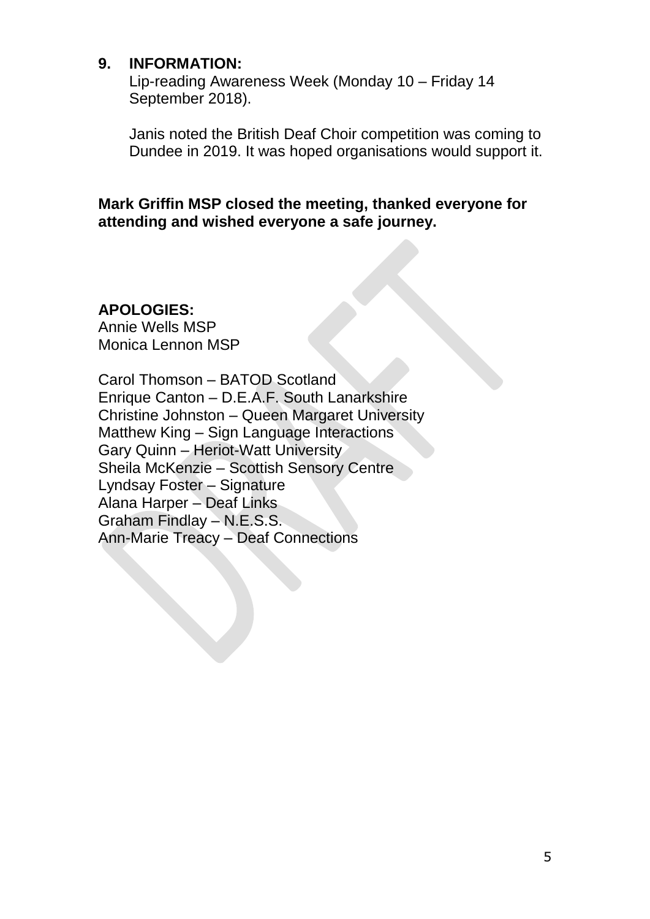## 9. INFORMATION:

Lip-reading Awareness Week (Monday 10 – Friday 14 September 2018).

Janis noted the British Deaf Choir competition was coming to Dundee in 2019. It was hoped organisations would support it.

**Mark Griffin MSP closed the meeting, thanked everyone for attending and wished everyone a safe journey.**

**APOLOGIES:**

Annie Wells MSP
Monica Lennon MSP

Carol Thomson – BATOD Scotland
Enrique Canton – D.E.A.F. South Lanarkshire
Christine Johnston – Queen Margaret University
Matthew King – Sign Language Interactions
Gary Quinn – Heriot-Watt University
Sheila McKenzie – Scottish Sensory Centre
Lyndsay Foster – Signature
Alana Harper – Deaf Links
Graham Findlay – N.E.S.S.
Ann-Marie Treacy – Deaf Connections